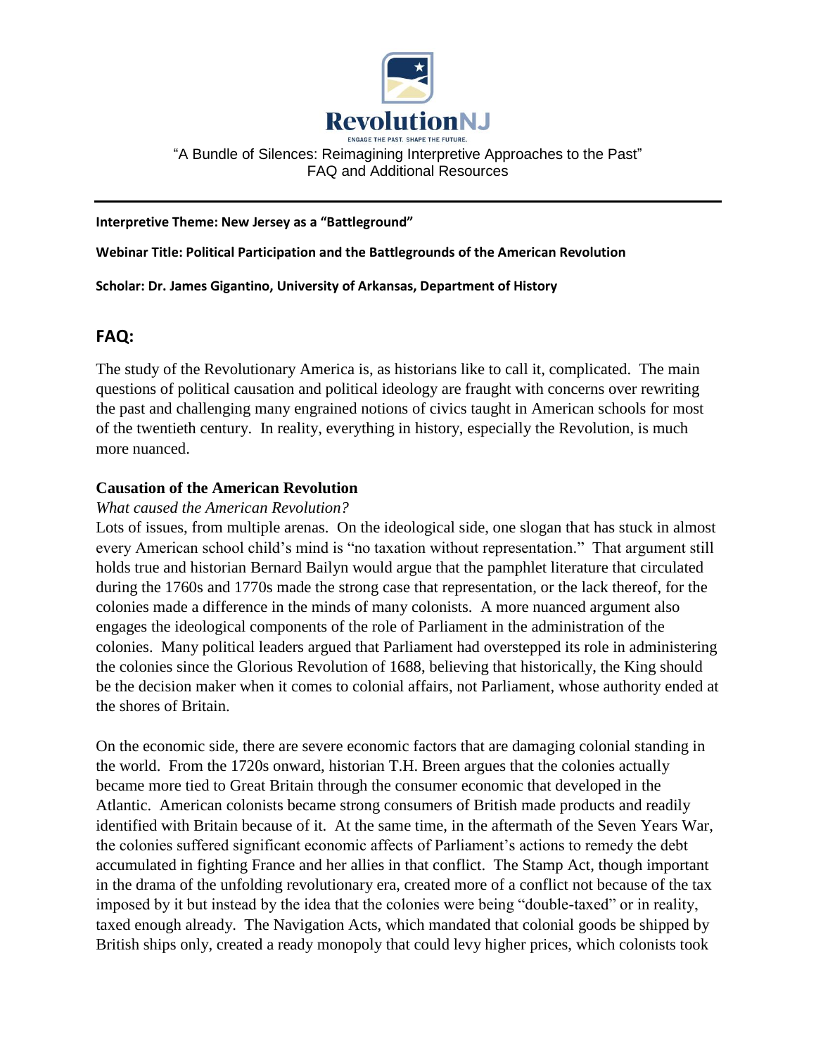RevolutionNJ

ENGAGE THE PAST. SHAPE THE FUTURE.

"A Bundle of Silences: Reimagining Interpretive Approaches to the Past"
FAQ and Additional Resources

---

**Interpretive Theme: New Jersey as a "Battleground"**

**Webinar Title: Political Participation and the Battlegrounds of the American Revolution**

**Scholar: Dr. James Gigantino, University of Arkansas, Department of History**

## FAQ:

The study of the Revolutionary America is, as historians like to call it, complicated. The main questions of political causation and political ideology are fraught with concerns over rewriting the past and challenging many engrained notions of civics taught in American schools for most of the twentieth century. In reality, everything in history, especially the Revolution, is much more nuanced.

### Causation of the American Revolution

*What caused the American Revolution?*

Lots of issues, from multiple arenas. On the ideological side, one slogan that has stuck in almost every American school child's mind is "no taxation without representation." That argument still holds true and historian Bernard Bailyn would argue that the pamphlet literature that circulated during the 1760s and 1770s made the strong case that representation, or the lack thereof, for the colonies made a difference in the minds of many colonists. A more nuanced argument also engages the ideological components of the role of Parliament in the administration of the colonies. Many political leaders argued that Parliament had overstepped its role in administering the colonies since the Glorious Revolution of 1688, believing that historically, the King should be the decision maker when it comes to colonial affairs, not Parliament, whose authority ended at the shores of Britain.

On the economic side, there are severe economic factors that are damaging colonial standing in the world. From the 1720s onward, historian T.H. Breen argues that the colonies actually became more tied to Great Britain through the consumer economic that developed in the Atlantic. American colonists became strong consumers of British made products and readily identified with Britain because of it. At the same time, in the aftermath of the Seven Years War, the colonies suffered significant economic affects of Parliament's actions to remedy the debt accumulated in fighting France and her allies in that conflict. The Stamp Act, though important in the drama of the unfolding revolutionary era, created more of a conflict not because of the tax imposed by it but instead by the idea that the colonies were being "double-taxed" or in reality, taxed enough already. The Navigation Acts, which mandated that colonial goods be shipped by British ships only, created a ready monopoly that could levy higher prices, which colonists took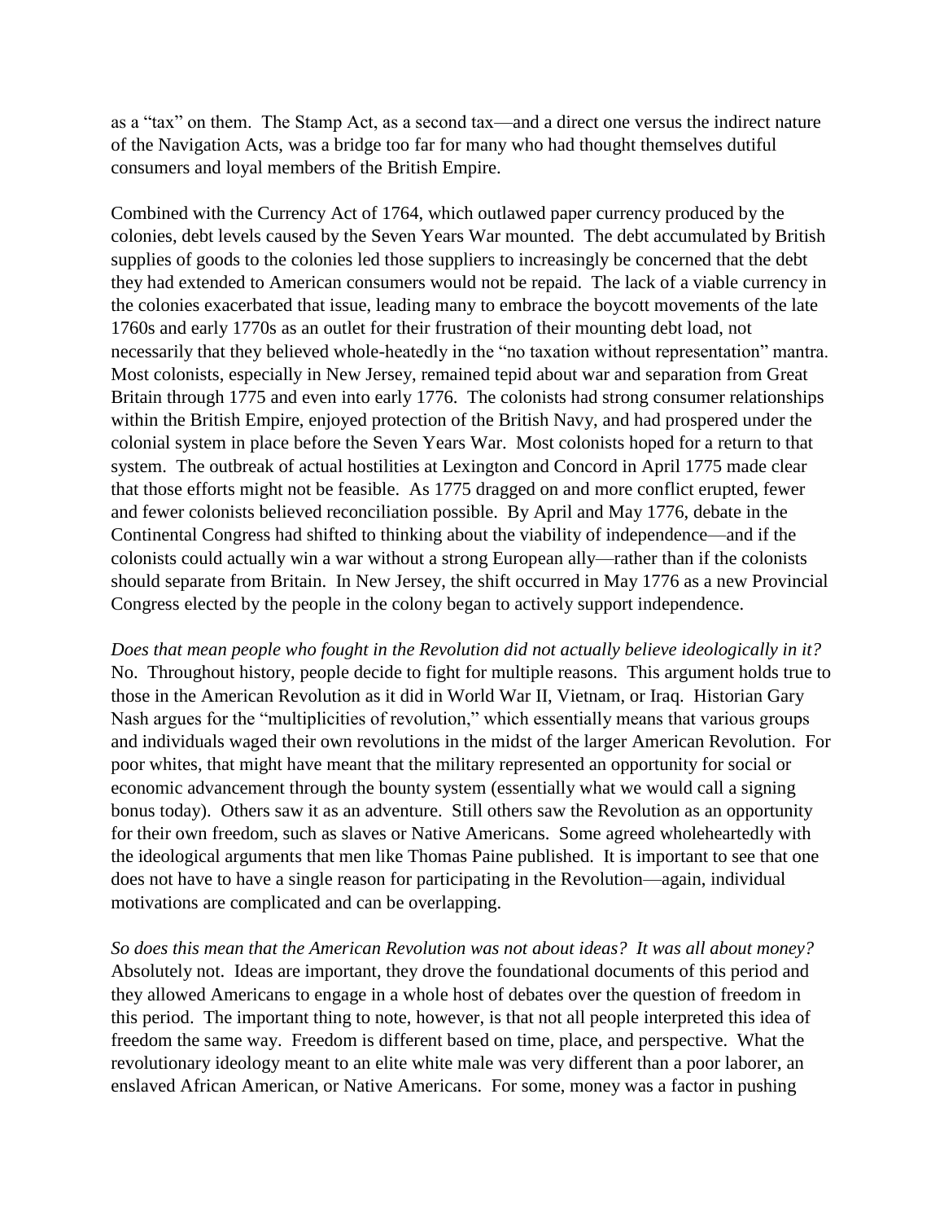as a "tax" on them. The Stamp Act, as a second tax—and a direct one versus the indirect nature of the Navigation Acts, was a bridge too far for many who had thought themselves dutiful consumers and loyal members of the British Empire.

Combined with the Currency Act of 1764, which outlawed paper currency produced by the colonies, debt levels caused by the Seven Years War mounted. The debt accumulated by British supplies of goods to the colonies led those suppliers to increasingly be concerned that the debt they had extended to American consumers would not be repaid. The lack of a viable currency in the colonies exacerbated that issue, leading many to embrace the boycott movements of the late 1760s and early 1770s as an outlet for their frustration of their mounting debt load, not necessarily that they believed whole-heatedly in the "no taxation without representation" mantra. Most colonists, especially in New Jersey, remained tepid about war and separation from Great Britain through 1775 and even into early 1776. The colonists had strong consumer relationships within the British Empire, enjoyed protection of the British Navy, and had prospered under the colonial system in place before the Seven Years War. Most colonists hoped for a return to that system. The outbreak of actual hostilities at Lexington and Concord in April 1775 made clear that those efforts might not be feasible. As 1775 dragged on and more conflict erupted, fewer and fewer colonists believed reconciliation possible. By April and May 1776, debate in the Continental Congress had shifted to thinking about the viability of independence—and if the colonists could actually win a war without a strong European ally—rather than if the colonists should separate from Britain. In New Jersey, the shift occurred in May 1776 as a new Provincial Congress elected by the people in the colony began to actively support independence.

*Does that mean people who fought in the Revolution did not actually believe ideologically in it?* No. Throughout history, people decide to fight for multiple reasons. This argument holds true to those in the American Revolution as it did in World War II, Vietnam, or Iraq. Historian Gary Nash argues for the "multiplicities of revolution," which essentially means that various groups and individuals waged their own revolutions in the midst of the larger American Revolution. For poor whites, that might have meant that the military represented an opportunity for social or economic advancement through the bounty system (essentially what we would call a signing bonus today). Others saw it as an adventure. Still others saw the Revolution as an opportunity for their own freedom, such as slaves or Native Americans. Some agreed wholeheartedly with the ideological arguments that men like Thomas Paine published. It is important to see that one does not have to have a single reason for participating in the Revolution—again, individual motivations are complicated and can be overlapping.

*So does this mean that the American Revolution was not about ideas? It was all about money?* Absolutely not. Ideas are important, they drove the foundational documents of this period and they allowed Americans to engage in a whole host of debates over the question of freedom in this period. The important thing to note, however, is that not all people interpreted this idea of freedom the same way. Freedom is different based on time, place, and perspective. What the revolutionary ideology meant to an elite white male was very different than a poor laborer, an enslaved African American, or Native Americans. For some, money was a factor in pushing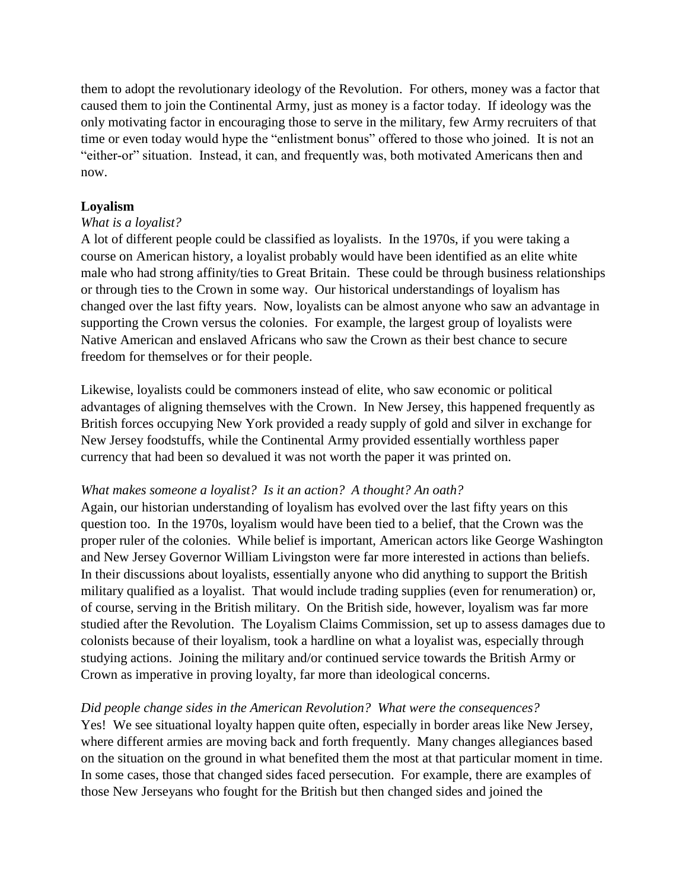them to adopt the revolutionary ideology of the Revolution. For others, money was a factor that caused them to join the Continental Army, just as money is a factor today. If ideology was the only motivating factor in encouraging those to serve in the military, few Army recruiters of that time or even today would hype the "enlistment bonus" offered to those who joined. It is not an "either-or" situation. Instead, it can, and frequently was, both motivated Americans then and now.

**Loyalism**

*What is a loyalist?*

A lot of different people could be classified as loyalists. In the 1970s, if you were taking a course on American history, a loyalist probably would have been identified as an elite white male who had strong affinity/ties to Great Britain. These could be through business relationships or through ties to the Crown in some way. Our historical understandings of loyalism has changed over the last fifty years. Now, loyalists can be almost anyone who saw an advantage in supporting the Crown versus the colonies. For example, the largest group of loyalists were Native American and enslaved Africans who saw the Crown as their best chance to secure freedom for themselves or for their people.

Likewise, loyalists could be commoners instead of elite, who saw economic or political advantages of aligning themselves with the Crown. In New Jersey, this happened frequently as British forces occupying New York provided a ready supply of gold and silver in exchange for New Jersey foodstuffs, while the Continental Army provided essentially worthless paper currency that had been so devalued it was not worth the paper it was printed on.

*What makes someone a loyalist? Is it an action? A thought? An oath?*

Again, our historian understanding of loyalism has evolved over the last fifty years on this question too. In the 1970s, loyalism would have been tied to a belief, that the Crown was the proper ruler of the colonies. While belief is important, American actors like George Washington and New Jersey Governor William Livingston were far more interested in actions than beliefs. In their discussions about loyalists, essentially anyone who did anything to support the British military qualified as a loyalist. That would include trading supplies (even for renumeration) or, of course, serving in the British military. On the British side, however, loyalism was far more studied after the Revolution. The Loyalism Claims Commission, set up to assess damages due to colonists because of their loyalism, took a hardline on what a loyalist was, especially through studying actions. Joining the military and/or continued service towards the British Army or Crown as imperative in proving loyalty, far more than ideological concerns.

*Did people change sides in the American Revolution? What were the consequences?*

Yes! We see situational loyalty happen quite often, especially in border areas like New Jersey, where different armies are moving back and forth frequently. Many changes allegiances based on the situation on the ground in what benefited them the most at that particular moment in time. In some cases, those that changed sides faced persecution. For example, there are examples of those New Jerseyans who fought for the British but then changed sides and joined the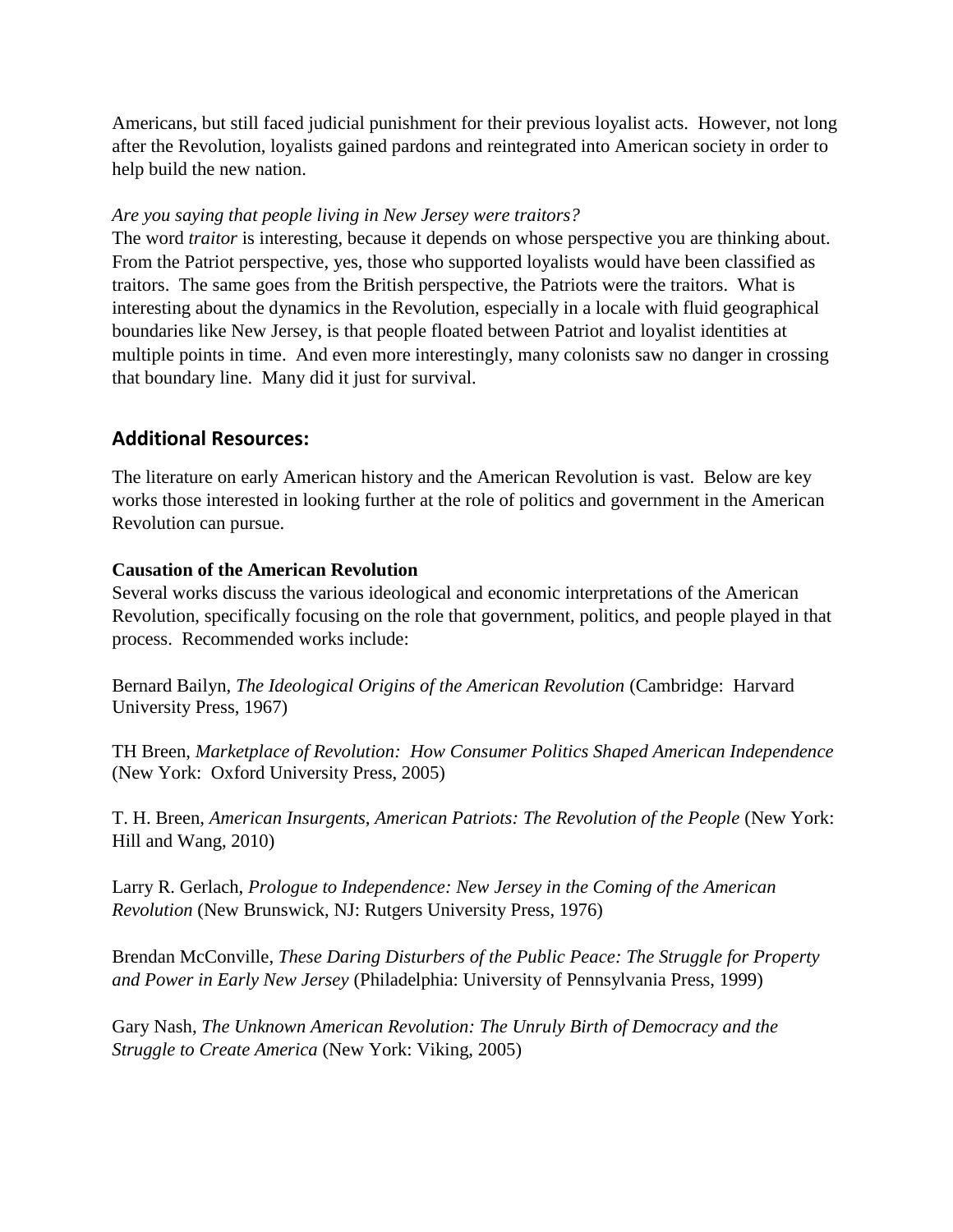Americans, but still faced judicial punishment for their previous loyalist acts. However, not long after the Revolution, loyalists gained pardons and reintegrated into American society in order to help build the new nation.

*Are you saying that people living in New Jersey were traitors?*

The word *traitor* is interesting, because it depends on whose perspective you are thinking about. From the Patriot perspective, yes, those who supported loyalists would have been classified as traitors. The same goes from the British perspective, the Patriots were the traitors. What is interesting about the dynamics in the Revolution, especially in a locale with fluid geographical boundaries like New Jersey, is that people floated between Patriot and loyalist identities at multiple points in time. And even more interestingly, many colonists saw no danger in crossing that boundary line. Many did it just for survival.

## Additional Resources:

The literature on early American history and the American Revolution is vast. Below are key works those interested in looking further at the role of politics and government in the American Revolution can pursue.

**Causation of the American Revolution**

Several works discuss the various ideological and economic interpretations of the American Revolution, specifically focusing on the role that government, politics, and people played in that process. Recommended works include:

Bernard Bailyn, *The Ideological Origins of the American Revolution* (Cambridge: Harvard University Press, 1967)

TH Breen, *Marketplace of Revolution: How Consumer Politics Shaped American Independence* (New York: Oxford University Press, 2005)

T. H. Breen, *American Insurgents, American Patriots: The Revolution of the People* (New York: Hill and Wang, 2010)

Larry R. Gerlach, *Prologue to Independence: New Jersey in the Coming of the American Revolution* (New Brunswick, NJ: Rutgers University Press, 1976)

Brendan McConville, *These Daring Disturbers of the Public Peace: The Struggle for Property and Power in Early New Jersey* (Philadelphia: University of Pennsylvania Press, 1999)

Gary Nash, *The Unknown American Revolution: The Unruly Birth of Democracy and the Struggle to Create America* (New York: Viking, 2005)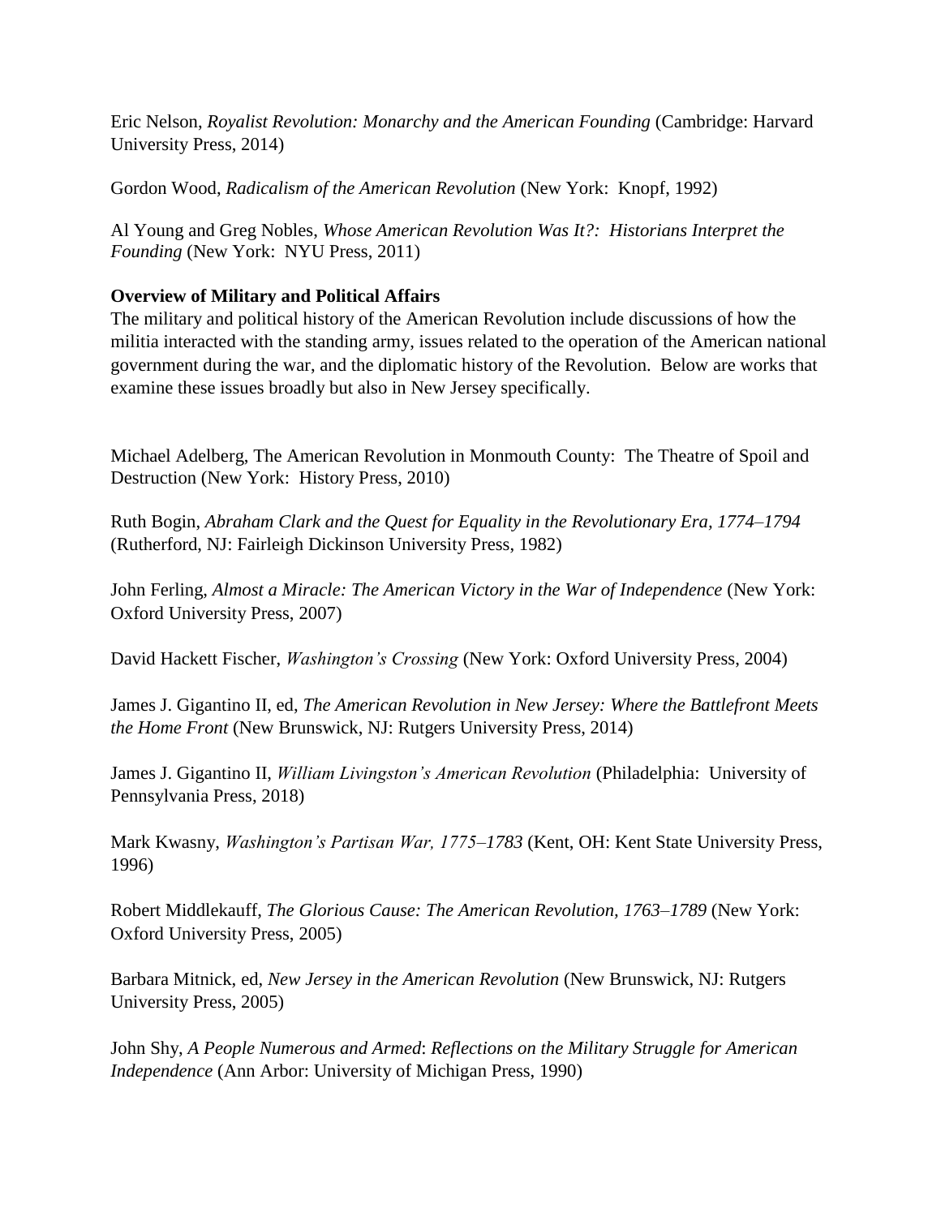Eric Nelson, *Royalist Revolution: Monarchy and the American Founding* (Cambridge: Harvard University Press, 2014)

Gordon Wood, *Radicalism of the American Revolution* (New York: Knopf, 1992)

Al Young and Greg Nobles, *Whose American Revolution Was It?: Historians Interpret the Founding* (New York: NYU Press, 2011)

**Overview of Military and Political Affairs**

The military and political history of the American Revolution include discussions of how the militia interacted with the standing army, issues related to the operation of the American national government during the war, and the diplomatic history of the Revolution. Below are works that examine these issues broadly but also in New Jersey specifically.

Michael Adelberg, The American Revolution in Monmouth County: The Theatre of Spoil and Destruction (New York: History Press, 2010)

Ruth Bogin, *Abraham Clark and the Quest for Equality in the Revolutionary Era, 1774–1794* (Rutherford, NJ: Fairleigh Dickinson University Press, 1982)

John Ferling, *Almost a Miracle: The American Victory in the War of Independence* (New York: Oxford University Press, 2007)

David Hackett Fischer, *Washington's Crossing* (New York: Oxford University Press, 2004)

James J. Gigantino II, ed, *The American Revolution in New Jersey: Where the Battlefront Meets the Home Front* (New Brunswick, NJ: Rutgers University Press, 2014)

James J. Gigantino II, *William Livingston's American Revolution* (Philadelphia: University of Pennsylvania Press, 2018)

Mark Kwasny, *Washington's Partisan War, 1775–1783* (Kent, OH: Kent State University Press, 1996)

Robert Middlekauff, *The Glorious Cause: The American Revolution, 1763–1789* (New York: Oxford University Press, 2005)

Barbara Mitnick, ed, *New Jersey in the American Revolution* (New Brunswick, NJ: Rutgers University Press, 2005)

John Shy, *A People Numerous and Armed*: *Reflections on the Military Struggle for American Independence* (Ann Arbor: University of Michigan Press, 1990)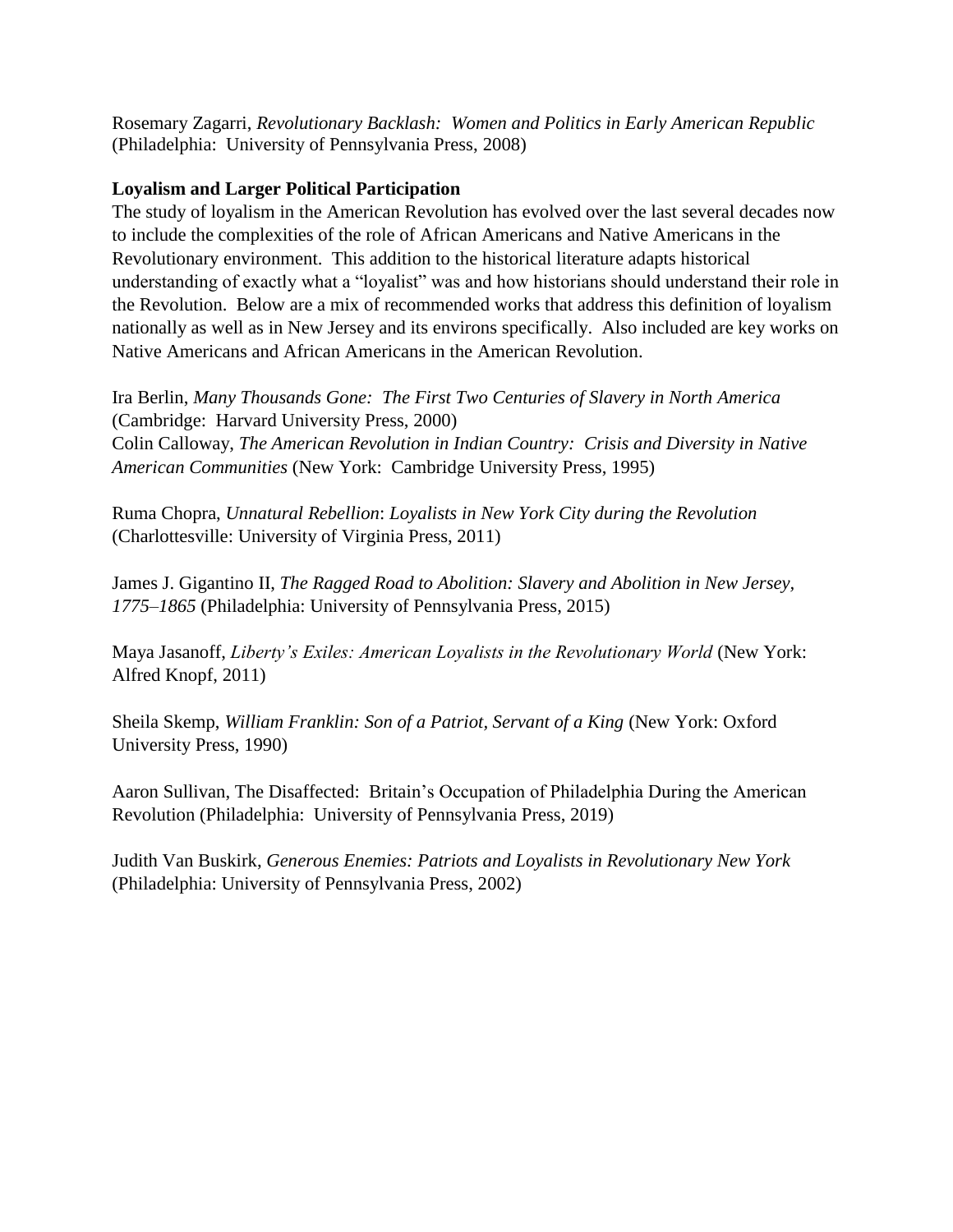Rosemary Zagarri, *Revolutionary Backlash: Women and Politics in Early American Republic* (Philadelphia: University of Pennsylvania Press, 2008)

**Loyalism and Larger Political Participation**

The study of loyalism in the American Revolution has evolved over the last several decades now to include the complexities of the role of African Americans and Native Americans in the Revolutionary environment. This addition to the historical literature adapts historical understanding of exactly what a "loyalist" was and how historians should understand their role in the Revolution. Below are a mix of recommended works that address this definition of loyalism nationally as well as in New Jersey and its environs specifically. Also included are key works on Native Americans and African Americans in the American Revolution.

Ira Berlin, *Many Thousands Gone: The First Two Centuries of Slavery in North America* (Cambridge: Harvard University Press, 2000)
Colin Calloway, *The American Revolution in Indian Country: Crisis and Diversity in Native American Communities* (New York: Cambridge University Press, 1995)

Ruma Chopra, *Unnatural Rebellion*: *Loyalists in New York City during the Revolution* (Charlottesville: University of Virginia Press, 2011)

James J. Gigantino II, *The Ragged Road to Abolition: Slavery and Abolition in New Jersey, 1775–1865* (Philadelphia: University of Pennsylvania Press, 2015)

Maya Jasanoff, *Liberty's Exiles: American Loyalists in the Revolutionary World* (New York: Alfred Knopf, 2011)

Sheila Skemp, *William Franklin: Son of a Patriot, Servant of a King* (New York: Oxford University Press, 1990)

Aaron Sullivan, The Disaffected: Britain's Occupation of Philadelphia During the American Revolution (Philadelphia: University of Pennsylvania Press, 2019)

Judith Van Buskirk, *Generous Enemies: Patriots and Loyalists in Revolutionary New York* (Philadelphia: University of Pennsylvania Press, 2002)